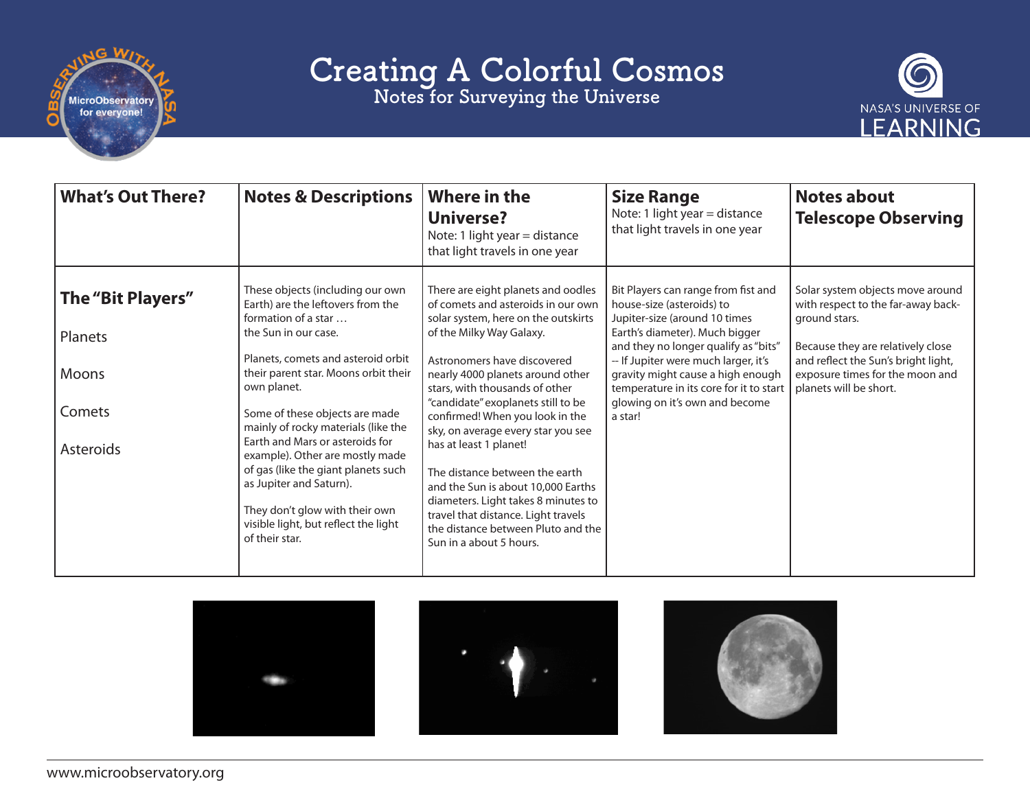# Creating A Colorful Cosmos

## Notes for Surveying the Universe

| What's Out There? | Notes & Descriptions | Where in the Universe? Note: 1 light year = distance that light travels in one year | Size Range Note: 1 light year = distance that light travels in one year | Notes about Telescope Observing |
|---|---|---|---|---|
| **The "Bit Players"**<br><br>Planets<br><br>Moons<br><br>Comets<br><br>Asteroids | These objects (including our own Earth) are the leftovers from the formation of a star … the Sun in our case.<br><br>Planets, comets and asteroid orbit their parent star. Moons orbit their own planet.<br><br>Some of these objects are made mainly of rocky materials (like the Earth and Mars or asteroids for example). Other are mostly made of gas (like the giant planets such as Jupiter and Saturn).<br><br>They don't glow with their own visible light, but reflect the light of their star. | There are eight planets and oodles of comets and asteroids in our own solar system, here on the outskirts of the Milky Way Galaxy.<br><br>Astronomers have discovered nearly 4000 planets around other stars, with thousands of other "candidate" exoplanets still to be confirmed! When you look in the sky, on average every star you see has at least 1 planet!<br><br>The distance between the earth and the Sun is about 10,000 Earths diameters. Light takes 8 minutes to travel that distance. Light travels the distance between Pluto and the Sun in a about 5 hours. | Bit Players can range from fist and house-size (asteroids) to Jupiter-size (around 10 times Earth's diameter). Much bigger and they no longer qualify as "bits" -- If Jupiter were much larger, it's gravity might cause a high enough temperature in its core for it to start glowing on it's own and become a star! | Solar system objects move around with respect to the far-away background stars.<br><br>Because they are relatively close and reflect the Sun's bright light, exposure times for the moon and planets will be short. |

www.microobservatory.org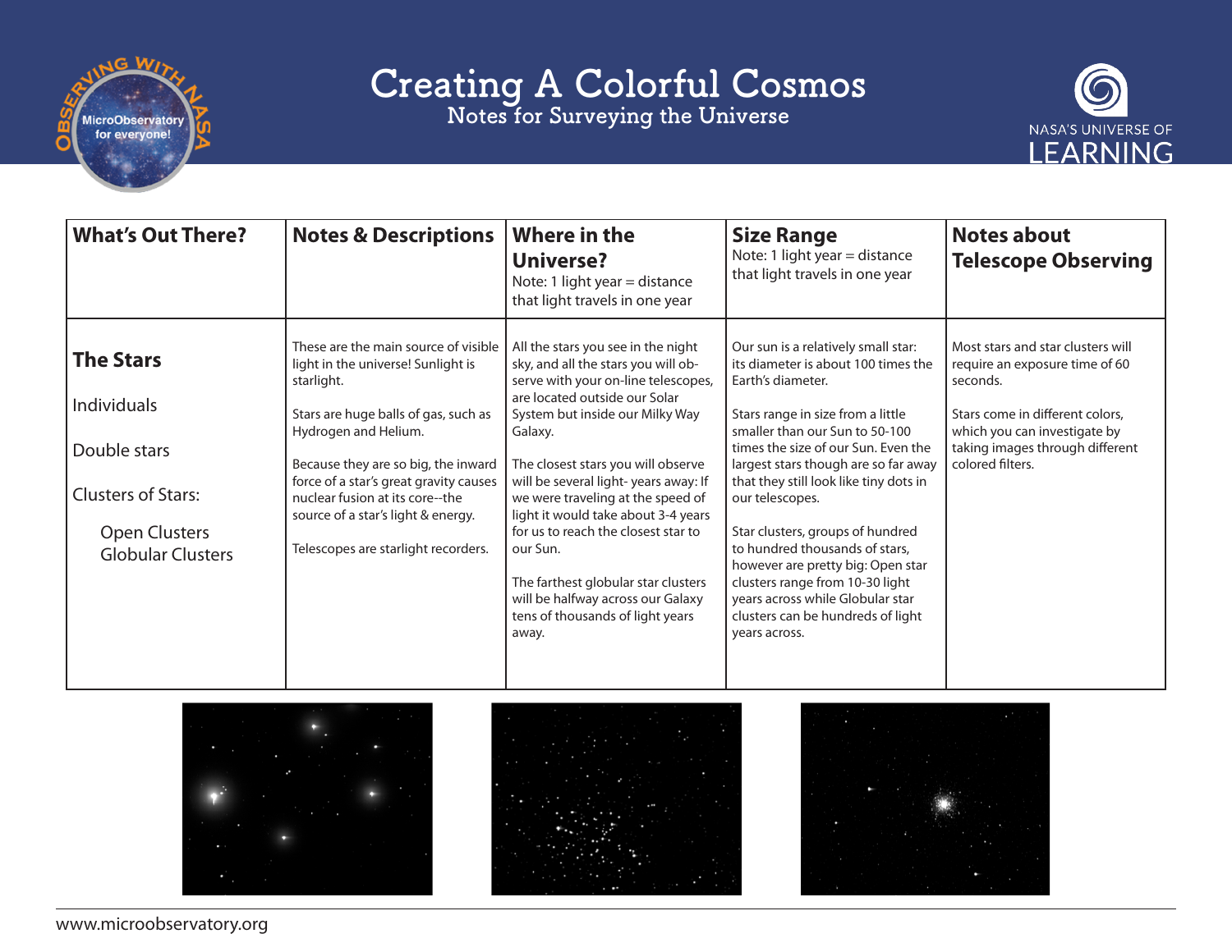# Creating A Colorful Cosmos

## Notes for Surveying the Universe

| What's Out There? | Notes & Descriptions | Where in the Universe? Note: 1 light year = distance that light travels in one year | Size Range Note: 1 light year = distance that light travels in one year | Notes about Telescope Observing |
|---|---|---|---|---|
| **The Stars**<br><br>Individuals<br><br>Double stars<br><br>Clusters of Stars:<br><br>Open Clusters<br>Globular Clusters | These are the main source of visible light in the universe! Sunlight is starlight.<br><br>Stars are huge balls of gas, such as Hydrogen and Helium.<br><br>Because they are so big, the inward force of a star's great gravity causes nuclear fusion at its core--the source of a star's light & energy.<br><br>Telescopes are starlight recorders. | All the stars you see in the night sky, and all the stars you will observe with your on-line telescopes, are located outside our Solar System but inside our Milky Way Galaxy.<br><br>The closest stars you will observe will be several light- years away: If we were traveling at the speed of light it would take about 3-4 years for us to reach the closest star to our Sun.<br><br>The farthest globular star clusters will be halfway across our Galaxy tens of thousands of light years away. | Our sun is a relatively small star: its diameter is about 100 times the Earth's diameter.<br><br>Stars range in size from a little smaller than our Sun to 50-100 times the size of our Sun. Even the largest stars though are so far away that they still look like tiny dots in our telescopes.<br><br>Star clusters, groups of hundred to hundred thousands of stars, however are pretty big: Open star clusters range from 10-30 light years across while Globular star clusters can be hundreds of light years across. | Most stars and star clusters will require an exposure time of 60 seconds.<br><br>Stars come in different colors, which you can investigate by taking images through different colored filters. |

www.microobservatory.org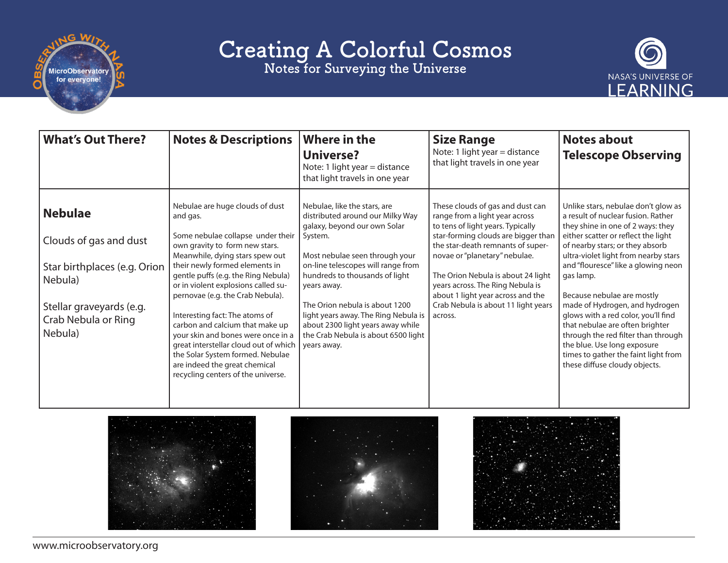# Creating A Colorful Cosmos

## Notes for Surveying the Universe

| What's Out There? | Notes & Descriptions | Where in the Universe? Note: 1 light year = distance that light travels in one year | Size Range Note: 1 light year = distance that light travels in one year | Notes about Telescope Observing |
|---|---|---|---|---|
| **Nebulae**<br><br>Clouds of gas and dust<br><br>Star birthplaces (e.g. Orion Nebula)<br><br>Stellar graveyards (e.g. Crab Nebula or Ring Nebula) | Nebulae are huge clouds of dust and gas.<br><br>Some nebulae collapse under their own gravity to form new stars. Meanwhile, dying stars spew out their newly formed elements in gentle puffs (e.g. the Ring Nebula) or in violent explosions called supernovae (e.g. the Crab Nebula).<br><br>Interesting fact: The atoms of carbon and calcium that make up your skin and bones were once in a great interstellar cloud out of which the Solar System formed. Nebulae are indeed the great chemical recycling centers of the universe. | Nebulae, like the stars, are distributed around our Milky Way galaxy, beyond our own Solar System.<br><br>Most nebulae seen through your on-line telescopes will range from hundreds to thousands of light years away.<br><br>The Orion nebula is about 1200 light years away. The Ring Nebula is about 2300 light years away while the Crab Nebula is about 6500 light years away. | These clouds of gas and dust can range from a light year across to tens of light years. Typically star-forming clouds are bigger than the star-death remnants of supernovae or "planetary" nebulae.<br><br>The Orion Nebula is about 24 light years across. The Ring Nebula is about 1 light year across and the Crab Nebula is about 11 light years across. | Unlike stars, nebulae don't glow as a result of nuclear fusion. Rather they shine in one of 2 ways: they either scatter or reflect the light of nearby stars; or they absorb ultra-violet light from nearby stars and "flouresce" like a glowing neon gas lamp.<br><br>Because nebulae are mostly made of Hydrogen, and hydrogen glows with a red color, you'll find that nebulae are often brighter through the red filter than through the blue. Use long exposure times to gather the faint light from these diffuse cloudy objects. |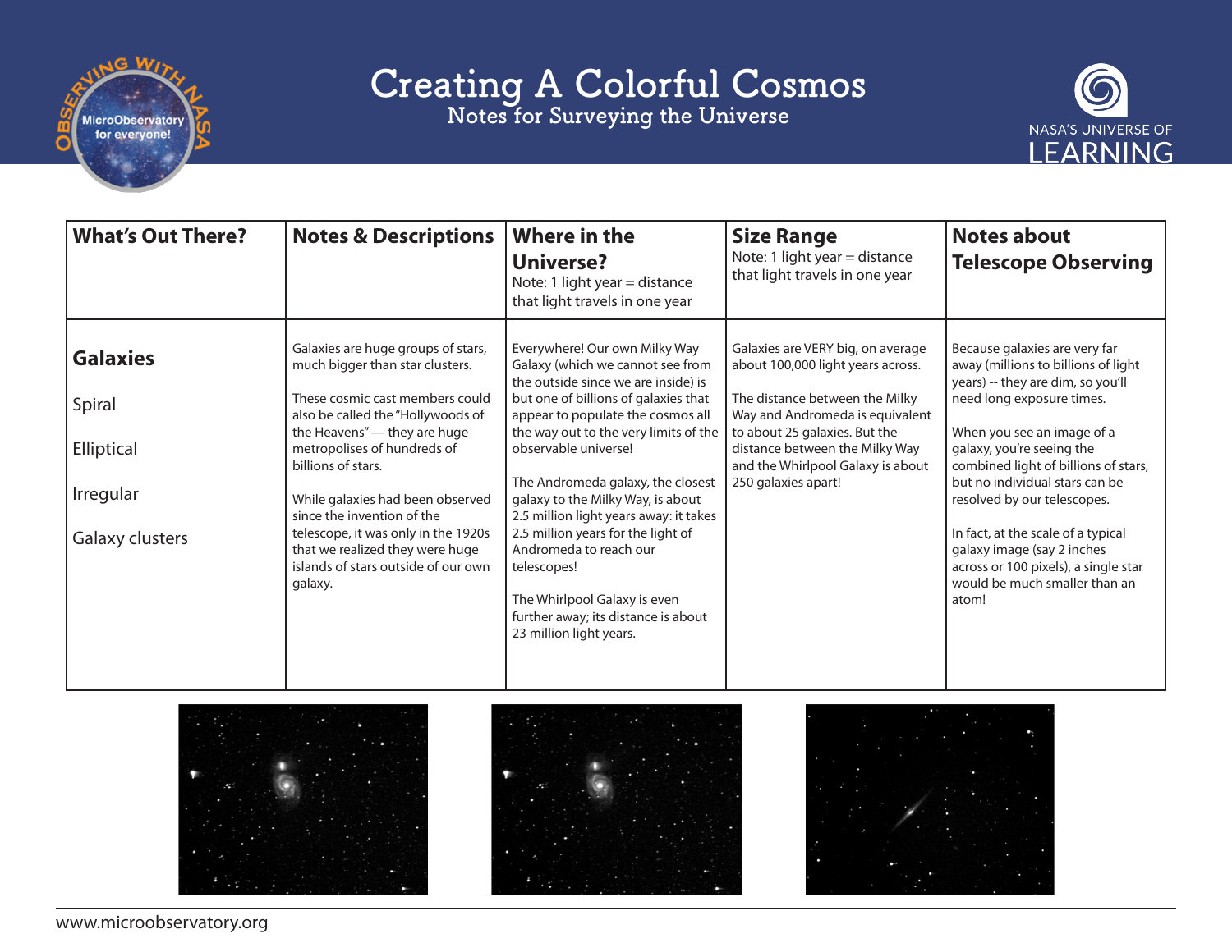# Creating A Colorful Cosmos

## Notes for Surveying the Universe

| What's Out There? | Notes & Descriptions | Where in the Universe? Note: 1 light year = distance that light travels in one year | Size Range Note: 1 light year = distance that light travels in one year | Notes about Telescope Observing |
|---|---|---|---|---|
| **Galaxies**<br><br>Spiral<br><br>Elliptical<br><br>Irregular<br><br>Galaxy clusters | Galaxies are huge groups of stars, much bigger than star clusters.<br><br>These cosmic cast members could also be called the "Hollywoods of the Heavens" — they are huge metropolises of hundreds of billions of stars.<br><br>While galaxies had been observed since the invention of the telescope, it was only in the 1920s that we realized they were huge islands of stars outside of our own galaxy. | Everywhere! Our own Milky Way Galaxy (which we cannot see from the outside since we are inside) is but one of billions of galaxies that appear to populate the cosmos all the way out to the very limits of the observable universe!<br><br>The Andromeda galaxy, the closest galaxy to the Milky Way, is about 2.5 million light years away: it takes 2.5 million years for the light of Andromeda to reach our telescopes!<br><br>The Whirlpool Galaxy is even further away; its distance is about 23 million light years. | Galaxies are VERY big, on average about 100,000 light years across.<br><br>The distance between the Milky Way and Andromeda is equivalent to about 25 galaxies. But the distance between the Milky Way and the Whirlpool Galaxy is about 250 galaxies apart! | Because galaxies are very far away (millions to billions of light years) -- they are dim, so you'll need long exposure times.<br><br>When you see an image of a galaxy, you're seeing the combined light of billions of stars, but no individual stars can be resolved by our telescopes.<br><br>In fact, at the scale of a typical galaxy image (say 2 inches across or 100 pixels), a single star would be much smaller than an atom! |